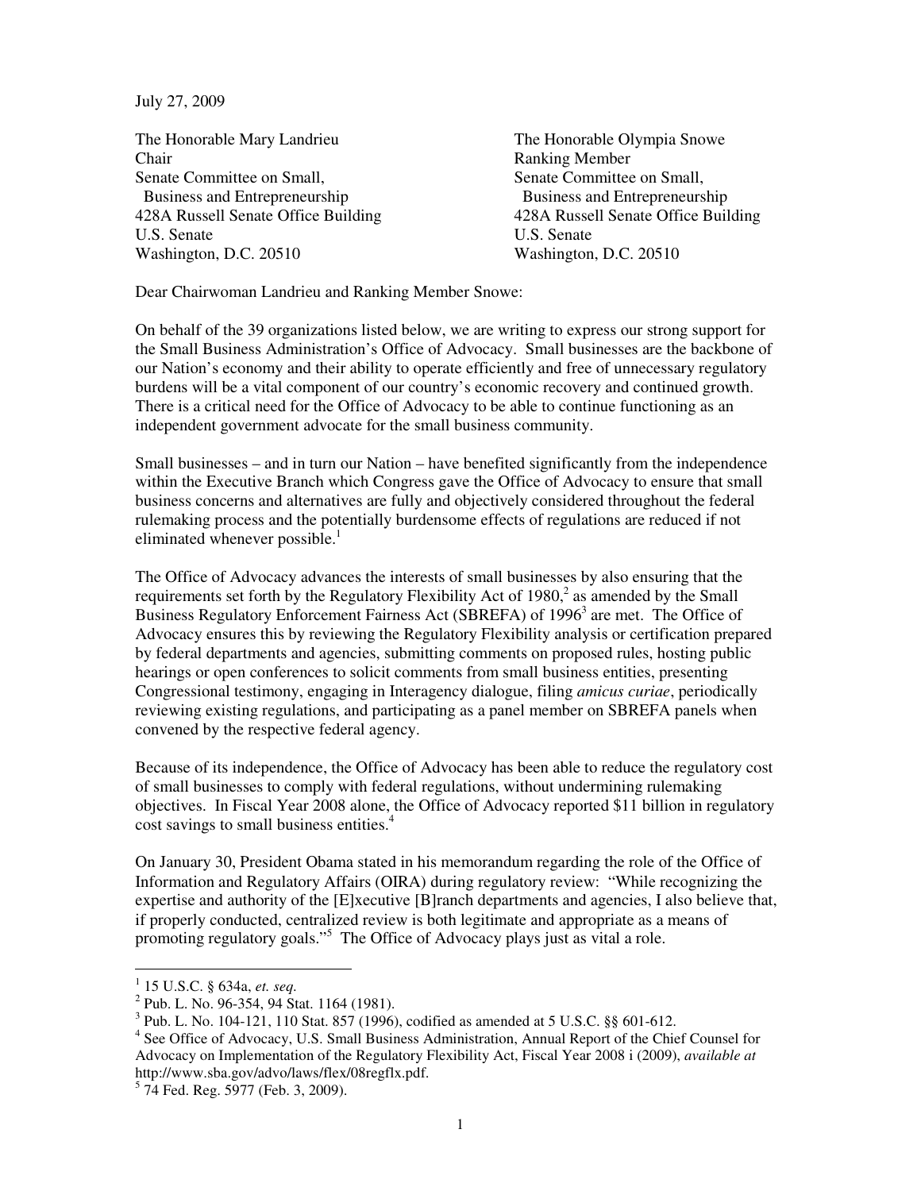July 27, 2009

The Honorable Mary Landrieu
Chair
Senate Committee on Small,
Business and Entrepreneurship
428A Russell Senate Office Building
U.S. Senate
Washington, D.C. 20510

The Honorable Olympia Snowe
Ranking Member
Senate Committee on Small,
Business and Entrepreneurship
428A Russell Senate Office Building
U.S. Senate
Washington, D.C. 20510

Dear Chairwoman Landrieu and Ranking Member Snowe:

On behalf of the 39 organizations listed below, we are writing to express our strong support for the Small Business Administration's Office of Advocacy. Small businesses are the backbone of our Nation's economy and their ability to operate efficiently and free of unnecessary regulatory burdens will be a vital component of our country's economic recovery and continued growth. There is a critical need for the Office of Advocacy to be able to continue functioning as an independent government advocate for the small business community.

Small businesses – and in turn our Nation – have benefited significantly from the independence within the Executive Branch which Congress gave the Office of Advocacy to ensure that small business concerns and alternatives are fully and objectively considered throughout the federal rulemaking process and the potentially burdensome effects of regulations are reduced if not eliminated whenever possible.[1]

The Office of Advocacy advances the interests of small businesses by also ensuring that the requirements set forth by the Regulatory Flexibility Act of 1980,[2] as amended by the Small Business Regulatory Enforcement Fairness Act (SBREFA) of 1996[3] are met. The Office of Advocacy ensures this by reviewing the Regulatory Flexibility analysis or certification prepared by federal departments and agencies, submitting comments on proposed rules, hosting public hearings or open conferences to solicit comments from small business entities, presenting Congressional testimony, engaging in Interagency dialogue, filing *amicus curiae*, periodically reviewing existing regulations, and participating as a panel member on SBREFA panels when convened by the respective federal agency.

Because of its independence, the Office of Advocacy has been able to reduce the regulatory cost of small businesses to comply with federal regulations, without undermining rulemaking objectives. In Fiscal Year 2008 alone, the Office of Advocacy reported $11 billion in regulatory cost savings to small business entities.[4]

On January 30, President Obama stated in his memorandum regarding the role of the Office of Information and Regulatory Affairs (OIRA) during regulatory review: "While recognizing the expertise and authority of the [E]xecutive [B]ranch departments and agencies, I also believe that, if properly conducted, centralized review is both legitimate and appropriate as a means of promoting regulatory goals."[5] The Office of Advocacy plays just as vital a role.

---

[1] 15 U.S.C. § 634a, *et. seq.*

[2] Pub. L. No. 96-354, 94 Stat. 1164 (1981).

[3] Pub. L. No. 104-121, 110 Stat. 857 (1996), codified as amended at 5 U.S.C. §§ 601-612.

[4] See Office of Advocacy, U.S. Small Business Administration, Annual Report of the Chief Counsel for Advocacy on Implementation of the Regulatory Flexibility Act, Fiscal Year 2008 i (2009), *available at* http://www.sba.gov/advo/laws/flex/08regflx.pdf.

[5] 74 Fed. Reg. 5977 (Feb. 3, 2009).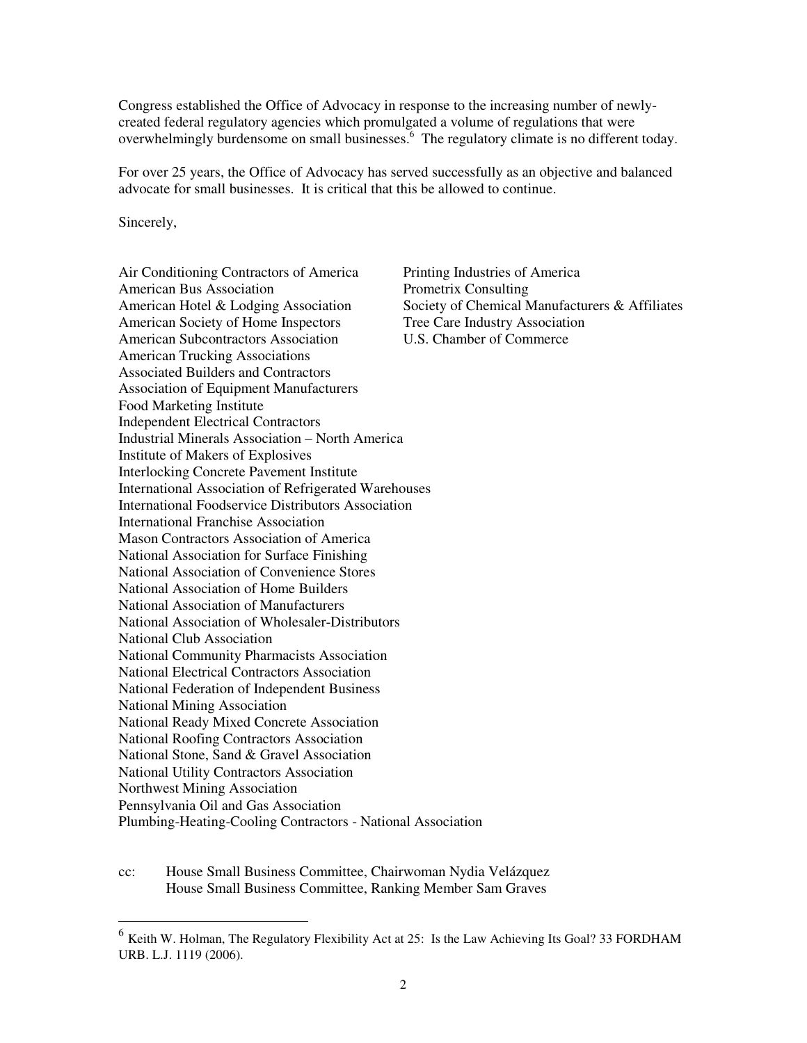Congress established the Office of Advocacy in response to the increasing number of newly-created federal regulatory agencies which promulgated a volume of regulations that were overwhelmingly burdensome on small businesses.[6] The regulatory climate is no different today.

For over 25 years, the Office of Advocacy has served successfully as an objective and balanced advocate for small businesses. It is critical that this be allowed to continue.

Sincerely,

Air Conditioning Contractors of America
American Bus Association
American Hotel & Lodging Association
American Society of Home Inspectors
American Subcontractors Association
American Trucking Associations
Associated Builders and Contractors
Association of Equipment Manufacturers
Food Marketing Institute
Independent Electrical Contractors
Industrial Minerals Association – North America
Institute of Makers of Explosives
Interlocking Concrete Pavement Institute
International Association of Refrigerated Warehouses
International Foodservice Distributors Association
International Franchise Association
Mason Contractors Association of America
National Association for Surface Finishing
National Association of Convenience Stores
National Association of Home Builders
National Association of Manufacturers
National Association of Wholesaler-Distributors
National Club Association
National Community Pharmacists Association
National Electrical Contractors Association
National Federation of Independent Business
National Mining Association
National Ready Mixed Concrete Association
National Roofing Contractors Association
National Stone, Sand & Gravel Association
National Utility Contractors Association
Northwest Mining Association
Pennsylvania Oil and Gas Association
Plumbing-Heating-Cooling Contractors - National Association
Printing Industries of America
Prometrix Consulting
Society of Chemical Manufacturers & Affiliates
Tree Care Industry Association
U.S. Chamber of Commerce

cc: House Small Business Committee, Chairwoman Nydia Velázquez
House Small Business Committee, Ranking Member Sam Graves

[6] Keith W. Holman, The Regulatory Flexibility Act at 25: Is the Law Achieving Its Goal? 33 FORDHAM URB. L.J. 1119 (2006).